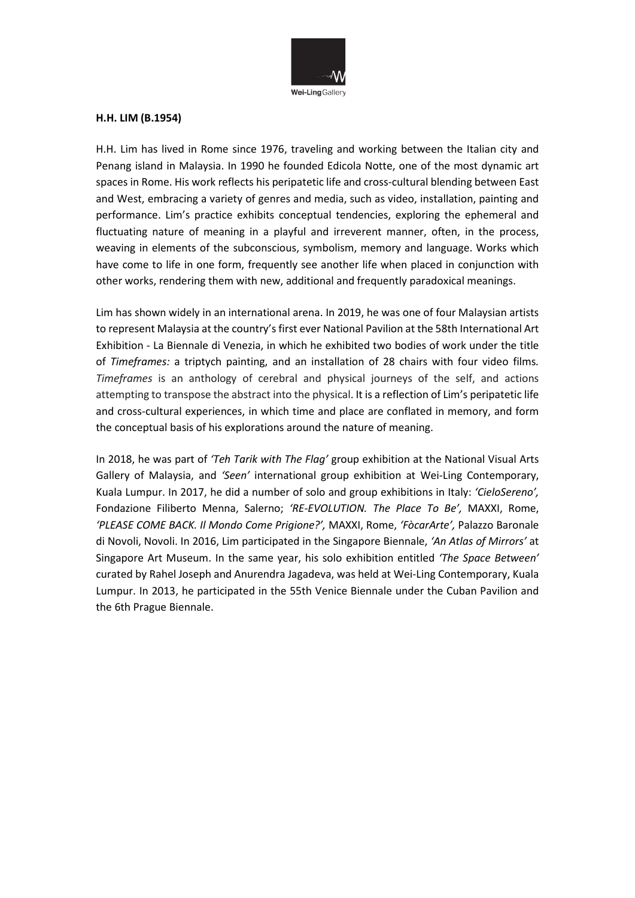**H.H. LIM (B.1954)**

H.H. Lim has lived in Rome since 1976, traveling and working between the Italian city and Penang island in Malaysia. In 1990 he founded Edicola Notte, one of the most dynamic art spaces in Rome. His work reflects his peripatetic life and cross-cultural blending between East and West, embracing a variety of genres and media, such as video, installation, painting and performance. Lim's practice exhibits conceptual tendencies, exploring the ephemeral and fluctuating nature of meaning in a playful and irreverent manner, often, in the process, weaving in elements of the subconscious, symbolism, memory and language. Works which have come to life in one form, frequently see another life when placed in conjunction with other works, rendering them with new, additional and frequently paradoxical meanings.

Lim has shown widely in an international arena. In 2019, he was one of four Malaysian artists to represent Malaysia at the country's first ever National Pavilion at the 58th International Art Exhibition - La Biennale di Venezia, in which he exhibited two bodies of work under the title of *Timeframes:* a triptych painting, and an installation of 28 chairs with four video films. *Timeframes* is an anthology of cerebral and physical journeys of the self, and actions attempting to transpose the abstract into the physical. It is a reflection of Lim's peripatetic life and cross-cultural experiences, in which time and place are conflated in memory, and form the conceptual basis of his explorations around the nature of meaning.

In 2018, he was part of *'Teh Tarik with The Flag'* group exhibition at the National Visual Arts Gallery of Malaysia, and *'Seen'* international group exhibition at Wei-Ling Contemporary, Kuala Lumpur. In 2017, he did a number of solo and group exhibitions in Italy: *'CieloSereno',* Fondazione Filiberto Menna, Salerno; *'RE-EVOLUTION. The Place To Be',* MAXXI, Rome, *'PLEASE COME BACK. Il Mondo Come Prigione?',* MAXXI, Rome, *'FòcarArte',* Palazzo Baronale di Novoli, Novoli. In 2016, Lim participated in the Singapore Biennale, *'An Atlas of Mirrors'* at Singapore Art Museum. In the same year, his solo exhibition entitled *'The Space Between'* curated by Rahel Joseph and Anurendra Jagadeva, was held at Wei-Ling Contemporary, Kuala Lumpur. In 2013, he participated in the 55th Venice Biennale under the Cuban Pavilion and the 6th Prague Biennale.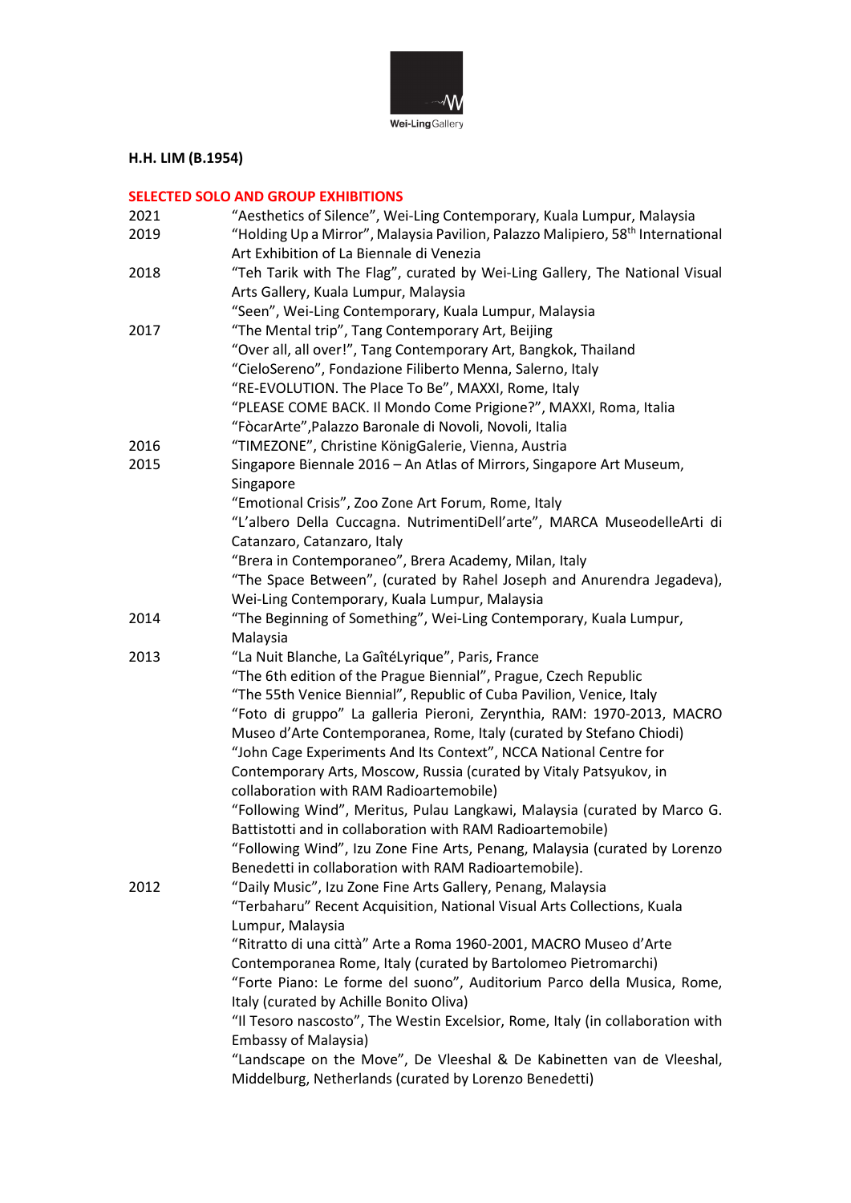**H.H. LIM (B.1954)**

**SELECTED SOLO AND GROUP EXHIBITIONS**

| | |
|---|---|
| 2021 | "Aesthetics of Silence", Wei-Ling Contemporary, Kuala Lumpur, Malaysia |
| 2019 | "Holding Up a Mirror", Malaysia Pavilion, Palazzo Malipiero, 58th International Art Exhibition of La Biennale di Venezia |
| 2018 | "Teh Tarik with The Flag", curated by Wei-Ling Gallery, The National Visual Arts Gallery, Kuala Lumpur, Malaysia |
| | "Seen", Wei-Ling Contemporary, Kuala Lumpur, Malaysia |
| 2017 | "The Mental trip", Tang Contemporary Art, Beijing |
| | "Over all, all over!", Tang Contemporary Art, Bangkok, Thailand |
| | "CieloSereno", Fondazione Filiberto Menna, Salerno, Italy |
| | "RE-EVOLUTION. The Place To Be", MAXXI, Rome, Italy |
| | "PLEASE COME BACK. Il Mondo Come Prigione?", MAXXI, Roma, Italia |
| | "FòcarArte",Palazzo Baronale di Novoli, Novoli, Italia |
| 2016 | "TIMEZONE", Christine KönigGalerie, Vienna, Austria |
| 2015 | Singapore Biennale 2016 – An Atlas of Mirrors, Singapore Art Museum, Singapore |
| | "Emotional Crisis", Zoo Zone Art Forum, Rome, Italy |
| | "L'albero Della Cuccagna. NutrimentiDell'arte", MARCA MuseodelleArti di Catanzaro, Catanzaro, Italy |
| | "Brera in Contemporaneo", Brera Academy, Milan, Italy |
| | "The Space Between", (curated by Rahel Joseph and Anurendra Jegadeva), Wei-Ling Contemporary, Kuala Lumpur, Malaysia |
| 2014 | "The Beginning of Something", Wei-Ling Contemporary, Kuala Lumpur, Malaysia |
| 2013 | "La Nuit Blanche, La GaîtéLyrique", Paris, France |
| | "The 6th edition of the Prague Biennial", Prague, Czech Republic |
| | "The 55th Venice Biennial", Republic of Cuba Pavilion, Venice, Italy |
| | "Foto di gruppo" La galleria Pieroni, Zerynthia, RAM: 1970-2013, MACRO Museo d'Arte Contemporanea, Rome, Italy (curated by Stefano Chiodi) |
| | "John Cage Experiments And Its Context", NCCA National Centre for Contemporary Arts, Moscow, Russia (curated by Vitaly Patsyukov, in collaboration with RAM Radioartemobile) |
| | "Following Wind", Meritus, Pulau Langkawi, Malaysia (curated by Marco G. Battistotti and in collaboration with RAM Radioartemobile) |
| | "Following Wind", Izu Zone Fine Arts, Penang, Malaysia (curated by Lorenzo Benedetti in collaboration with RAM Radioartemobile). |
| 2012 | "Daily Music", Izu Zone Fine Arts Gallery, Penang, Malaysia |
| | "Terbaharu" Recent Acquisition, National Visual Arts Collections, Kuala Lumpur, Malaysia |
| | "Ritratto di una città" Arte a Roma 1960-2001, MACRO Museo d'Arte Contemporanea Rome, Italy (curated by Bartolomeo Pietromarchi) |
| | "Forte Piano: Le forme del suono", Auditorium Parco della Musica, Rome, Italy (curated by Achille Bonito Oliva) |
| | "Il Tesoro nascosto", The Westin Excelsior, Rome, Italy (in collaboration with Embassy of Malaysia) |
| | "Landscape on the Move", De Vleeshal & De Kabinetten van de Vleeshal, Middelburg, Netherlands (curated by Lorenzo Benedetti) |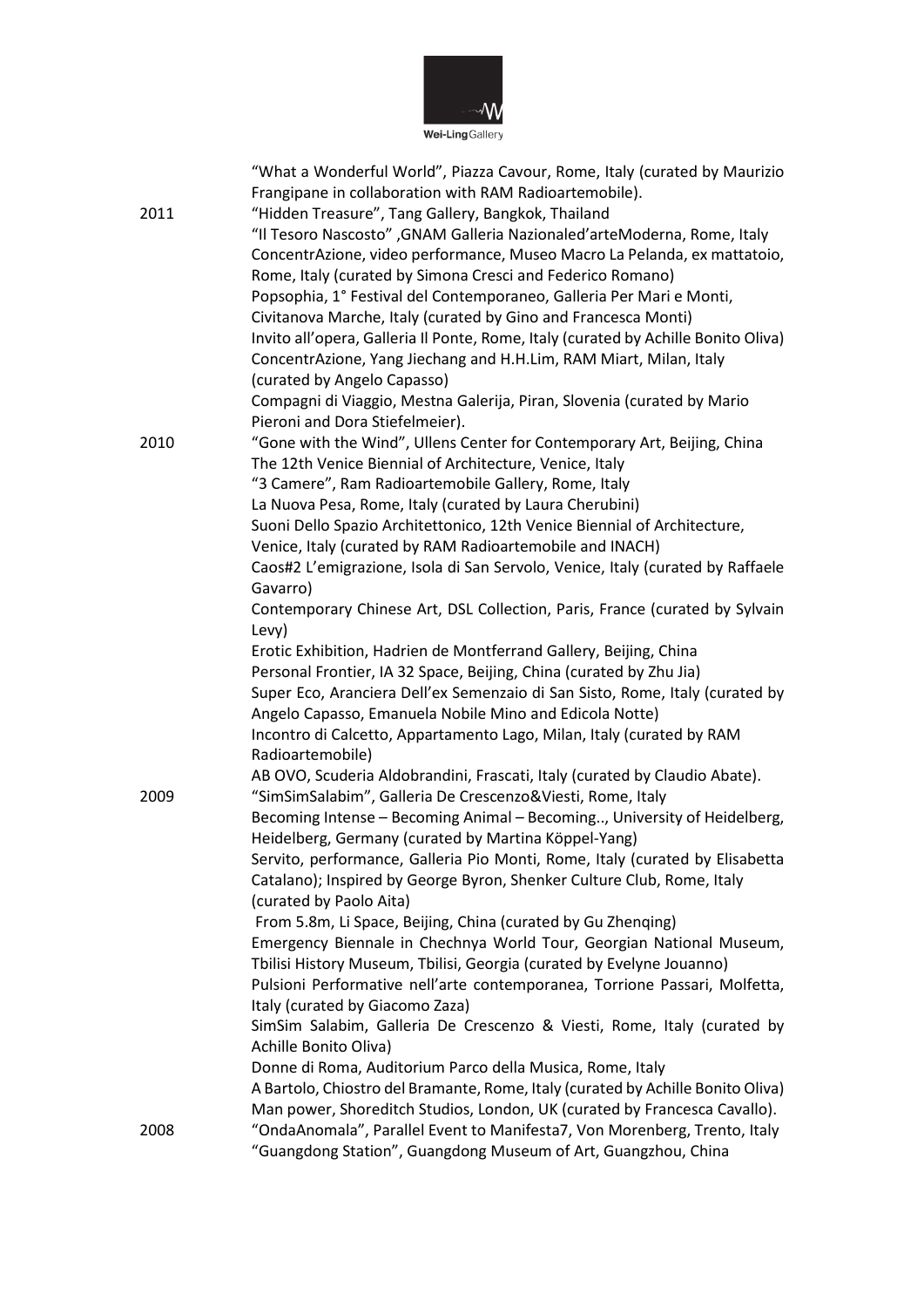"What a Wonderful World", Piazza Cavour, Rome, Italy (curated by Maurizio Frangipane in collaboration with RAM Radioartemobile).

**2011**

"Hidden Treasure", Tang Gallery, Bangkok, Thailand
"Il Tesoro Nascosto" ,GNAM Galleria Nazionaled'arteModerna, Rome, Italy
ConcentrAzione, video performance, Museo Macro La Pelanda, ex mattatoio, Rome, Italy (curated by Simona Cresci and Federico Romano)
Popsophia, 1° Festival del Contemporaneo, Galleria Per Mari e Monti, Civitanova Marche, Italy (curated by Gino and Francesca Monti)
Invito all'opera, Galleria Il Ponte, Rome, Italy (curated by Achille Bonito Oliva)
ConcentrAzione, Yang Jiechang and H.H.Lim, RAM Miart, Milan, Italy (curated by Angelo Capasso)
Compagni di Viaggio, Mestna Galerija, Piran, Slovenia (curated by Mario Pieroni and Dora Stiefelmeier).

**2010**

"Gone with the Wind", Ullens Center for Contemporary Art, Beijing, China
The 12th Venice Biennial of Architecture, Venice, Italy
"3 Camere", Ram Radioartemobile Gallery, Rome, Italy
La Nuova Pesa, Rome, Italy (curated by Laura Cherubini)
Suoni Dello Spazio Architettonico, 12th Venice Biennial of Architecture, Venice, Italy (curated by RAM Radioartemobile and INACH)
Caos#2 L'emigrazione, Isola di San Servolo, Venice, Italy (curated by Raffaele Gavarro)
Contemporary Chinese Art, DSL Collection, Paris, France (curated by Sylvain Levy)
Erotic Exhibition, Hadrien de Montferrand Gallery, Beijing, China
Personal Frontier, IA 32 Space, Beijing, China (curated by Zhu Jia)
Super Eco, Aranciera Dell'ex Semenzaio di San Sisto, Rome, Italy (curated by Angelo Capasso, Emanuela Nobile Mino and Edicola Notte)
Incontro di Calcetto, Appartamento Lago, Milan, Italy (curated by RAM Radioartemobile)
AB OVO, Scuderia Aldobrandini, Frascati, Italy (curated by Claudio Abate).

**2009**

"SimSimSalabim", Galleria De Crescenzo&Viesti, Rome, Italy
Becoming Intense – Becoming Animal – Becoming.., University of Heidelberg, Heidelberg, Germany (curated by Martina Köppel-Yang)
Servito, performance, Galleria Pio Monti, Rome, Italy (curated by Elisabetta Catalano); Inspired by George Byron, Shenker Culture Club, Rome, Italy (curated by Paolo Aita)
From 5.8m, Li Space, Beijing, China (curated by Gu Zhenqing)
Emergency Biennale in Chechnya World Tour, Georgian National Museum, Tbilisi History Museum, Tbilisi, Georgia (curated by Evelyne Jouanno)
Pulsioni Performative nell'arte contemporanea, Torrione Passari, Molfetta, Italy (curated by Giacomo Zaza)
SimSim Salabim, Galleria De Crescenzo & Viesti, Rome, Italy (curated by Achille Bonito Oliva)
Donne di Roma, Auditorium Parco della Musica, Rome, Italy
A Bartolo, Chiostro del Bramante, Rome, Italy (curated by Achille Bonito Oliva)
Man power, Shoreditch Studios, London, UK (curated by Francesca Cavallo).

**2008**

"OndaAnomala", Parallel Event to Manifesta7, Von Morenberg, Trento, Italy
"Guangdong Station", Guangdong Museum of Art, Guangzhou, China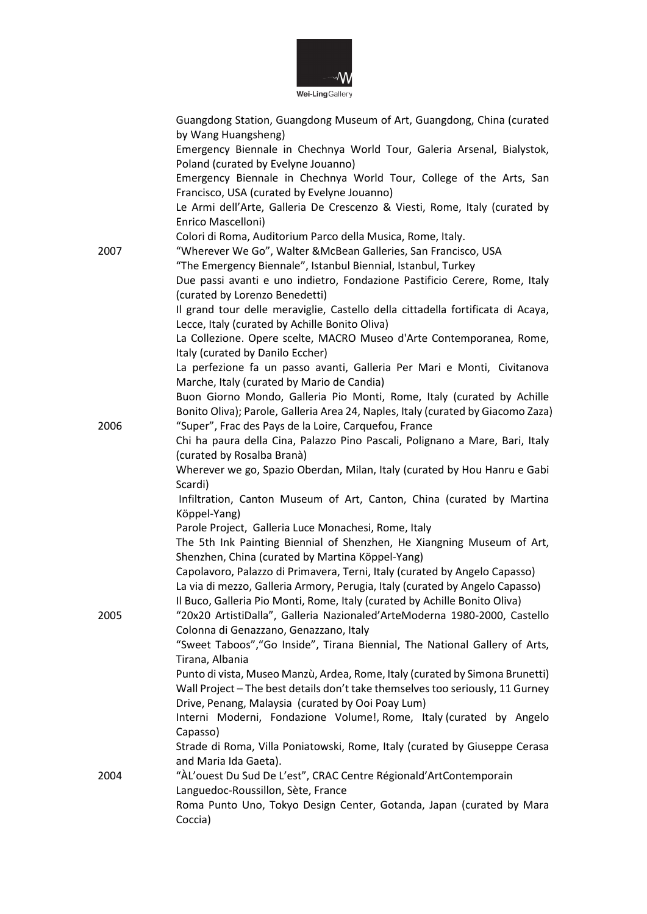Guangdong Station, Guangdong Museum of Art, Guangdong, China (curated by Wang Huangsheng)

Emergency Biennale in Chechnya World Tour, Galeria Arsenal, Bialystok, Poland (curated by Evelyne Jouanno)

Emergency Biennale in Chechnya World Tour, College of the Arts, San Francisco, USA (curated by Evelyne Jouanno)

Le Armi dell'Arte, Galleria De Crescenzo & Viesti, Rome, Italy (curated by Enrico Mascelloni)

Colori di Roma, Auditorium Parco della Musica, Rome, Italy.

2007

"Wherever We Go", Walter &McBean Galleries, San Francisco, USA

"The Emergency Biennale", Istanbul Biennial, Istanbul, Turkey

Due passi avanti e uno indietro, Fondazione Pastificio Cerere, Rome, Italy (curated by Lorenzo Benedetti)

Il grand tour delle meraviglie, Castello della cittadella fortificata di Acaya, Lecce, Italy (curated by Achille Bonito Oliva)

La Collezione. Opere scelte, MACRO Museo d'Arte Contemporanea, Rome, Italy (curated by Danilo Eccher)

La perfezione fa un passo avanti, Galleria Per Mari e Monti, Civitanova Marche, Italy (curated by Mario de Candia)

Buon Giorno Mondo, Galleria Pio Monti, Rome, Italy (curated by Achille Bonito Oliva); Parole, Galleria Area 24, Naples, Italy (curated by Giacomo Zaza)

2006

"Super", Frac des Pays de la Loire, Carquefou, France

Chi ha paura della Cina, Palazzo Pino Pascali, Polignano a Mare, Bari, Italy (curated by Rosalba Branà)

Wherever we go, Spazio Oberdan, Milan, Italy (curated by Hou Hanru e Gabi Scardi)

Infiltration, Canton Museum of Art, Canton, China (curated by Martina Köppel-Yang)

Parole Project, Galleria Luce Monachesi, Rome, Italy

The 5th Ink Painting Biennial of Shenzhen, He Xiangning Museum of Art, Shenzhen, China (curated by Martina Köppel-Yang)

Capolavoro, Palazzo di Primavera, Terni, Italy (curated by Angelo Capasso)

La via di mezzo, Galleria Armory, Perugia, Italy (curated by Angelo Capasso)

Il Buco, Galleria Pio Monti, Rome, Italy (curated by Achille Bonito Oliva)

2005

"20x20 ArtistiDalla", Galleria Nazionaled'ArteModerna 1980-2000, Castello Colonna di Genazzano, Genazzano, Italy

"Sweet Taboos","Go Inside", Tirana Biennial, The National Gallery of Arts, Tirana, Albania

Punto di vista, Museo Manzù, Ardea, Rome, Italy (curated by Simona Brunetti)

Wall Project – The best details don't take themselves too seriously, 11 Gurney Drive, Penang, Malaysia (curated by Ooi Poay Lum)

Interni Moderni, Fondazione Volume!, Rome, Italy (curated by Angelo Capasso)

Strade di Roma, Villa Poniatowski, Rome, Italy (curated by Giuseppe Cerasa and Maria Ida Gaeta).

2004

"ÀL'ouest Du Sud De L'est", CRAC Centre Régionald'ArtContemporain Languedoc-Roussillon, Sète, France

Roma Punto Uno, Tokyo Design Center, Gotanda, Japan (curated by Mara Coccia)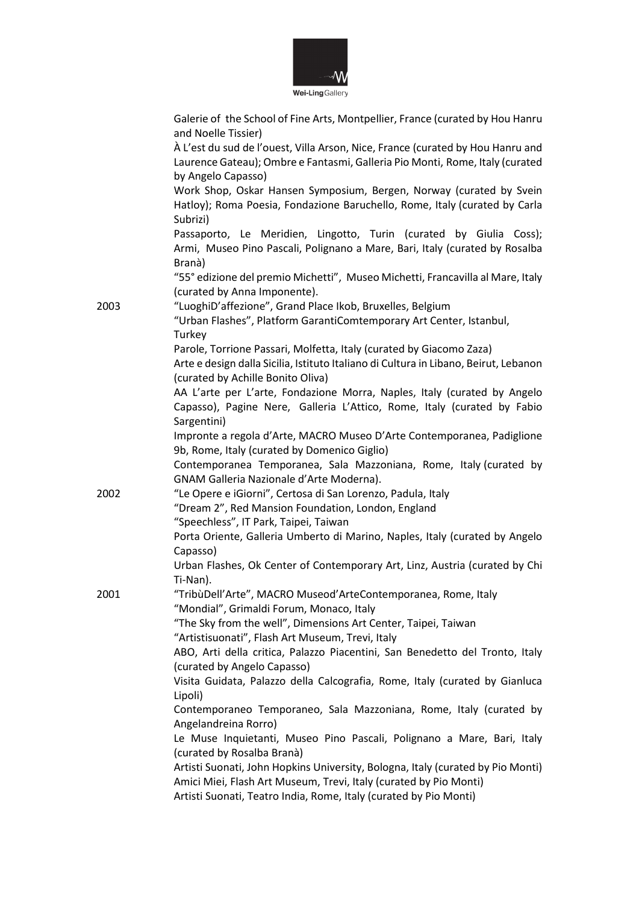Galerie of the School of Fine Arts, Montpellier, France (curated by Hou Hanru and Noelle Tissier)

À L'est du sud de l'ouest, Villa Arson, Nice, France (curated by Hou Hanru and Laurence Gateau); Ombre e Fantasmi, Galleria Pio Monti, Rome, Italy (curated by Angelo Capasso)

Work Shop, Oskar Hansen Symposium, Bergen, Norway (curated by Svein Hatloy); Roma Poesia, Fondazione Baruchello, Rome, Italy (curated by Carla Subrizi)

Passaporto, Le Meridien, Lingotto, Turin (curated by Giulia Coss); Armi, Museo Pino Pascali, Polignano a Mare, Bari, Italy (curated by Rosalba Branà)

"55° edizione del premio Michetti", Museo Michetti, Francavilla al Mare, Italy (curated by Anna Imponente).

**2003**

"LuoghiD'affezione", Grand Place Ikob, Bruxelles, Belgium

"Urban Flashes", Platform GarantiComtemporary Art Center, Istanbul, Turkey

Parole, Torrione Passari, Molfetta, Italy (curated by Giacomo Zaza)

Arte e design dalla Sicilia, Istituto Italiano di Cultura in Libano, Beirut, Lebanon (curated by Achille Bonito Oliva)

AA L'arte per L'arte, Fondazione Morra, Naples, Italy (curated by Angelo Capasso), Pagine Nere, Galleria L'Attico, Rome, Italy (curated by Fabio Sargentini)

Impronte a regola d'Arte, MACRO Museo D'Arte Contemporanea, Padiglione 9b, Rome, Italy (curated by Domenico Giglio)

Contemporanea Temporanea, Sala Mazzoniana, Rome, Italy (curated by GNAM Galleria Nazionale d'Arte Moderna).

**2002**

"Le Opere e iGiorni", Certosa di San Lorenzo, Padula, Italy

"Dream 2", Red Mansion Foundation, London, England

"Speechless", IT Park, Taipei, Taiwan

Porta Oriente, Galleria Umberto di Marino, Naples, Italy (curated by Angelo Capasso)

Urban Flashes, Ok Center of Contemporary Art, Linz, Austria (curated by Chi Ti-Nan).

**2001**

"TribùDell'Arte", MACRO Museod'ArteContemporanea, Rome, Italy

"Mondial", Grimaldi Forum, Monaco, Italy

"The Sky from the well", Dimensions Art Center, Taipei, Taiwan

"Artistisuonati", Flash Art Museum, Trevi, Italy

ABO, Arti della critica, Palazzo Piacentini, San Benedetto del Tronto, Italy (curated by Angelo Capasso)

Visita Guidata, Palazzo della Calcografia, Rome, Italy (curated by Gianluca Lipoli)

Contemporaneo Temporaneo, Sala Mazzoniana, Rome, Italy (curated by Angelandreina Rorro)

Le Muse Inquietanti, Museo Pino Pascali, Polignano a Mare, Bari, Italy (curated by Rosalba Branà)

Artisti Suonati, John Hopkins University, Bologna, Italy (curated by Pio Monti)

Amici Miei, Flash Art Museum, Trevi, Italy (curated by Pio Monti)

Artisti Suonati, Teatro India, Rome, Italy (curated by Pio Monti)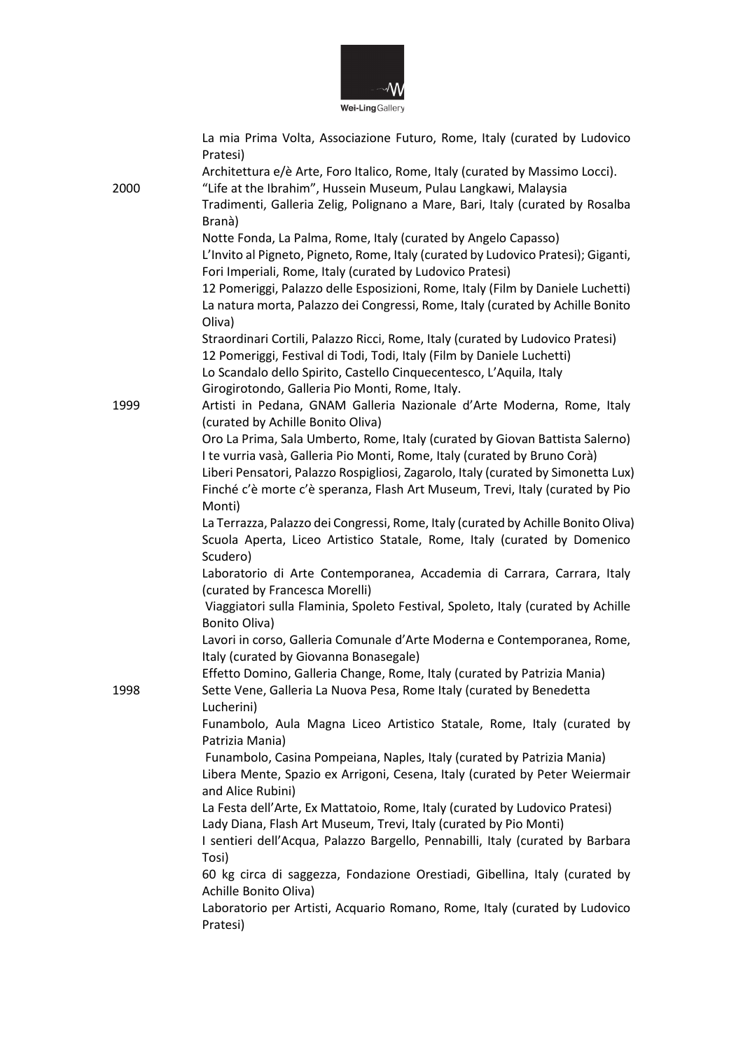La mia Prima Volta, Associazione Futuro, Rome, Italy (curated by Ludovico Pratesi)
Architettura e/è Arte, Foro Italico, Rome, Italy (curated by Massimo Locci).

**2000**

"Life at the Ibrahim", Hussein Museum, Pulau Langkawi, Malaysia
Tradimenti, Galleria Zelig, Polignano a Mare, Bari, Italy (curated by Rosalba Branà)
Notte Fonda, La Palma, Rome, Italy (curated by Angelo Capasso)
L'Invito al Pigneto, Pigneto, Rome, Italy (curated by Ludovico Pratesi); Giganti, Fori Imperiali, Rome, Italy (curated by Ludovico Pratesi)
12 Pomeriggi, Palazzo delle Esposizioni, Rome, Italy (Film by Daniele Luchetti)
La natura morta, Palazzo dei Congressi, Rome, Italy (curated by Achille Bonito Oliva)
Straordinari Cortili, Palazzo Ricci, Rome, Italy (curated by Ludovico Pratesi)
12 Pomeriggi, Festival di Todi, Todi, Italy (Film by Daniele Luchetti)
Lo Scandalo dello Spirito, Castello Cinquecentesco, L'Aquila, Italy
Girogirotondo, Galleria Pio Monti, Rome, Italy.

**1999**

Artisti in Pedana, GNAM Galleria Nazionale d'Arte Moderna, Rome, Italy (curated by Achille Bonito Oliva)
Oro La Prima, Sala Umberto, Rome, Italy (curated by Giovan Battista Salerno)
I te vurria vasà, Galleria Pio Monti, Rome, Italy (curated by Bruno Corà)
Liberi Pensatori, Palazzo Rospigliosi, Zagarolo, Italy (curated by Simonetta Lux)
Finché c'è morte c'è speranza, Flash Art Museum, Trevi, Italy (curated by Pio Monti)
La Terrazza, Palazzo dei Congressi, Rome, Italy (curated by Achille Bonito Oliva)
Scuola Aperta, Liceo Artistico Statale, Rome, Italy (curated by Domenico Scudero)
Laboratorio di Arte Contemporanea, Accademia di Carrara, Carrara, Italy (curated by Francesca Morelli)
Viaggiatori sulla Flaminia, Spoleto Festival, Spoleto, Italy (curated by Achille Bonito Oliva)
Lavori in corso, Galleria Comunale d'Arte Moderna e Contemporanea, Rome, Italy (curated by Giovanna Bonasegale)
Effetto Domino, Galleria Change, Rome, Italy (curated by Patrizia Mania)

**1998**

Sette Vene, Galleria La Nuova Pesa, Rome Italy (curated by Benedetta Lucherini)
Funambolo, Aula Magna Liceo Artistico Statale, Rome, Italy (curated by Patrizia Mania)
Funambolo, Casina Pompeiana, Naples, Italy (curated by Patrizia Mania)
Libera Mente, Spazio ex Arrigoni, Cesena, Italy (curated by Peter Weiermair and Alice Rubini)
La Festa dell'Arte, Ex Mattatoio, Rome, Italy (curated by Ludovico Pratesi)
Lady Diana, Flash Art Museum, Trevi, Italy (curated by Pio Monti)
I sentieri dell'Acqua, Palazzo Bargello, Pennabilli, Italy (curated by Barbara Tosi)
60 kg circa di saggezza, Fondazione Orestiadi, Gibellina, Italy (curated by Achille Bonito Oliva)
Laboratorio per Artisti, Acquario Romano, Rome, Italy (curated by Ludovico Pratesi)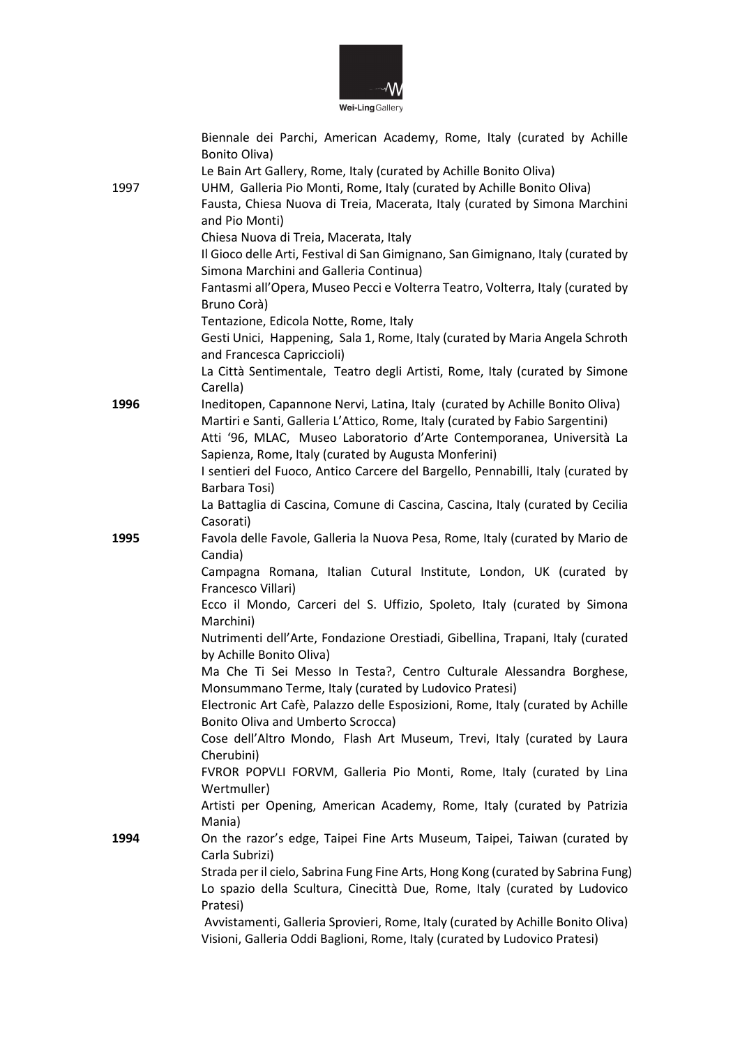Biennale dei Parchi, American Academy, Rome, Italy (curated by Achille Bonito Oliva)

Le Bain Art Gallery, Rome, Italy (curated by Achille Bonito Oliva)

1997

UHM, Galleria Pio Monti, Rome, Italy (curated by Achille Bonito Oliva)

Fausta, Chiesa Nuova di Treia, Macerata, Italy (curated by Simona Marchini and Pio Monti)

Chiesa Nuova di Treia, Macerata, Italy

Il Gioco delle Arti, Festival di San Gimignano, San Gimignano, Italy (curated by Simona Marchini and Galleria Continua)

Fantasmi all'Opera, Museo Pecci e Volterra Teatro, Volterra, Italy (curated by Bruno Corà)

Tentazione, Edicola Notte, Rome, Italy

Gesti Unici, Happening, Sala 1, Rome, Italy (curated by Maria Angela Schroth and Francesca Capriccioli)

La Città Sentimentale, Teatro degli Artisti, Rome, Italy (curated by Simone Carella)

**1996**

Ineditopen, Capannone Nervi, Latina, Italy (curated by Achille Bonito Oliva)

Martiri e Santi, Galleria L'Attico, Rome, Italy (curated by Fabio Sargentini)

Atti '96, MLAC, Museo Laboratorio d'Arte Contemporanea, Università La Sapienza, Rome, Italy (curated by Augusta Monferini)

I sentieri del Fuoco, Antico Carcere del Bargello, Pennabilli, Italy (curated by Barbara Tosi)

La Battaglia di Cascina, Comune di Cascina, Cascina, Italy (curated by Cecilia Casorati)

**1995**

Favola delle Favole, Galleria la Nuova Pesa, Rome, Italy (curated by Mario de Candia)

Campagna Romana, Italian Cutural Institute, London, UK (curated by Francesco Villari)

Ecco il Mondo, Carceri del S. Uffizio, Spoleto, Italy (curated by Simona Marchini)

Nutrimenti dell'Arte, Fondazione Orestiadi, Gibellina, Trapani, Italy (curated by Achille Bonito Oliva)

Ma Che Ti Sei Messo In Testa?, Centro Culturale Alessandra Borghese, Monsummano Terme, Italy (curated by Ludovico Pratesi)

Electronic Art Cafè, Palazzo delle Esposizioni, Rome, Italy (curated by Achille Bonito Oliva and Umberto Scrocca)

Cose dell'Altro Mondo, Flash Art Museum, Trevi, Italy (curated by Laura Cherubini)

FVROR POPVLI FORVM, Galleria Pio Monti, Rome, Italy (curated by Lina Wertmuller)

Artisti per Opening, American Academy, Rome, Italy (curated by Patrizia Mania)

**1994**

On the razor's edge, Taipei Fine Arts Museum, Taipei, Taiwan (curated by Carla Subrizi)

Strada per il cielo, Sabrina Fung Fine Arts, Hong Kong (curated by Sabrina Fung)

Lo spazio della Scultura, Cinecittà Due, Rome, Italy (curated by Ludovico Pratesi)

Avvistamenti, Galleria Sprovieri, Rome, Italy (curated by Achille Bonito Oliva)

Visioni, Galleria Oddi Baglioni, Rome, Italy (curated by Ludovico Pratesi)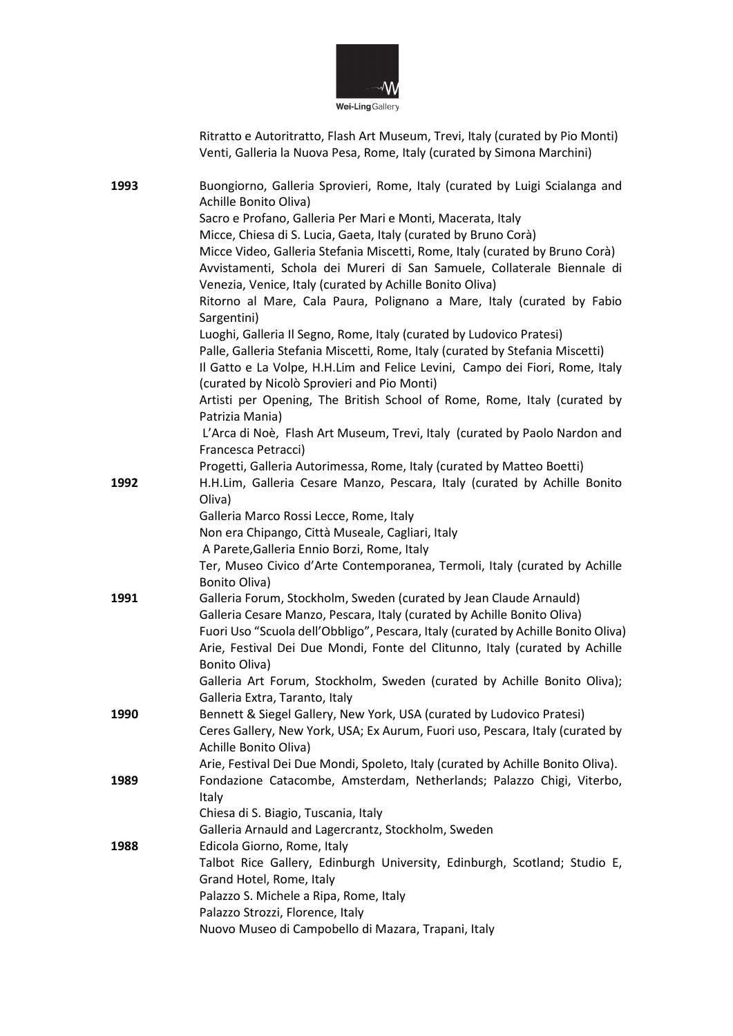Ritratto e Autoritratto, Flash Art Museum, Trevi, Italy (curated by Pio Monti)
Venti, Galleria la Nuova Pesa, Rome, Italy (curated by Simona Marchini)

**1993**
Buongiorno, Galleria Sprovieri, Rome, Italy (curated by Luigi Scialanga and Achille Bonito Oliva)
Sacro e Profano, Galleria Per Mari e Monti, Macerata, Italy
Micce, Chiesa di S. Lucia, Gaeta, Italy (curated by Bruno Corà)
Micce Video, Galleria Stefania Miscetti, Rome, Italy (curated by Bruno Corà)
Avvistamenti, Schola dei Mureri di San Samuele, Collaterale Biennale di Venezia, Venice, Italy (curated by Achille Bonito Oliva)
Ritorno al Mare, Cala Paura, Polignano a Mare, Italy (curated by Fabio Sargentini)
Luoghi, Galleria Il Segno, Rome, Italy (curated by Ludovico Pratesi)
Palle, Galleria Stefania Miscetti, Rome, Italy (curated by Stefania Miscetti)
Il Gatto e La Volpe, H.H.Lim and Felice Levini, Campo dei Fiori, Rome, Italy (curated by Nicolò Sprovieri and Pio Monti)
Artisti per Opening, The British School of Rome, Rome, Italy (curated by Patrizia Mania)
L'Arca di Noè, Flash Art Museum, Trevi, Italy (curated by Paolo Nardon and Francesca Petracci)
Progetti, Galleria Autorimessa, Rome, Italy (curated by Matteo Boetti)

**1992**
H.H.Lim, Galleria Cesare Manzo, Pescara, Italy (curated by Achille Bonito Oliva)
Galleria Marco Rossi Lecce, Rome, Italy
Non era Chipango, Città Museale, Cagliari, Italy
A Parete,Galleria Ennio Borzi, Rome, Italy
Ter, Museo Civico d'Arte Contemporanea, Termoli, Italy (curated by Achille Bonito Oliva)

**1991**
Galleria Forum, Stockholm, Sweden (curated by Jean Claude Arnauld)
Galleria Cesare Manzo, Pescara, Italy (curated by Achille Bonito Oliva)
Fuori Uso "Scuola dell'Obbligo", Pescara, Italy (curated by Achille Bonito Oliva)
Arie, Festival Dei Due Mondi, Fonte del Clitunno, Italy (curated by Achille Bonito Oliva)
Galleria Art Forum, Stockholm, Sweden (curated by Achille Bonito Oliva); Galleria Extra, Taranto, Italy

**1990**
Bennett & Siegel Gallery, New York, USA (curated by Ludovico Pratesi)
Ceres Gallery, New York, USA; Ex Aurum, Fuori uso, Pescara, Italy (curated by Achille Bonito Oliva)
Arie, Festival Dei Due Mondi, Spoleto, Italy (curated by Achille Bonito Oliva).

**1989**
Fondazione Catacombe, Amsterdam, Netherlands; Palazzo Chigi, Viterbo, Italy
Chiesa di S. Biagio, Tuscania, Italy
Galleria Arnauld and Lagercrantz, Stockholm, Sweden

**1988**
Edicola Giorno, Rome, Italy
Talbot Rice Gallery, Edinburgh University, Edinburgh, Scotland; Studio E, Grand Hotel, Rome, Italy
Palazzo S. Michele a Ripa, Rome, Italy
Palazzo Strozzi, Florence, Italy
Nuovo Museo di Campobello di Mazara, Trapani, Italy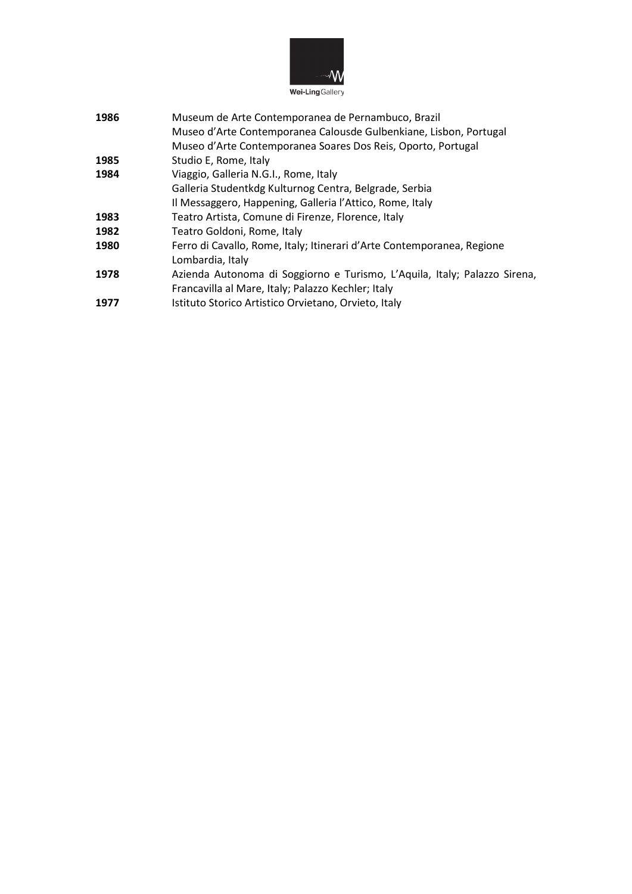| | |
|---|---|
| **1986** | Museum de Arte Contemporanea de Pernambuco, Brazil |
| | Museo d'Arte Contemporanea Calousde Gulbenkiane, Lisbon, Portugal |
| | Museo d'Arte Contemporanea Soares Dos Reis, Oporto, Portugal |
| **1985** | Studio E, Rome, Italy |
| **1984** | Viaggio, Galleria N.G.I., Rome, Italy |
| | Galleria Studentkdg Kulturnog Centra, Belgrade, Serbia |
| | Il Messaggero, Happening, Galleria l'Attico, Rome, Italy |
| **1983** | Teatro Artista, Comune di Firenze, Florence, Italy |
| **1982** | Teatro Goldoni, Rome, Italy |
| **1980** | Ferro di Cavallo, Rome, Italy; Itinerari d'Arte Contemporanea, Regione Lombardia, Italy |
| **1978** | Azienda Autonoma di Soggiorno e Turismo, L'Aquila, Italy; Palazzo Sirena, Francavilla al Mare, Italy; Palazzo Kechler; Italy |
| **1977** | Istituto Storico Artistico Orvietano, Orvieto, Italy |